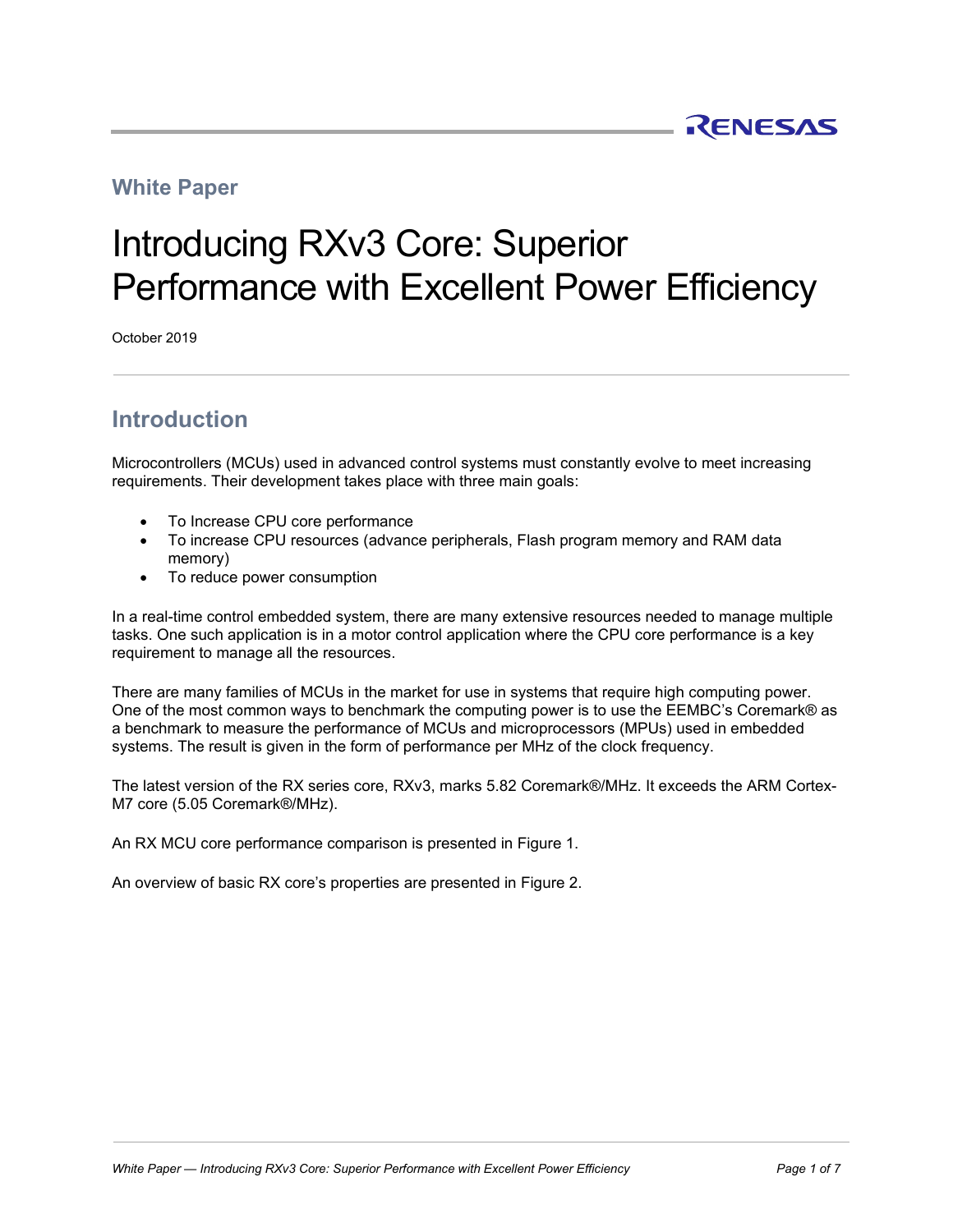White Paper

# Introducing RXv3 Core: Superior Performance with Excellent Power Efficiency

October 2019

## Introduction

Microcontrollers (MCUs) used in advanced control systems must constantly evolve to meet increasing requirements. Their development takes place with three main goals:

- To Increase CPU core performance
- To increase CPU resources (advance peripherals, Flash program memory and RAM data memory)
- To reduce power consumption

In a real-time control embedded system, there are many extensive resources needed to manage multiple tasks. One such application is in a motor control application where the CPU core performance is a key requirement to manage all the resources.

There are many families of MCUs in the market for use in systems that require high computing power. One of the most common ways to benchmark the computing power is to use the EEMBC's Coremark® as a benchmark to measure the performance of MCUs and microprocessors (MPUs) used in embedded systems. The result is given in the form of performance per MHz of the clock frequency.

The latest version of the RX series core, RXv3, marks 5.82 Coremark®/MHz. It exceeds the ARM Cortex-M7 core (5.05 Coremark®/MHz).

An RX MCU core performance comparison is presented in Figure 1.

An overview of basic RX core's properties are presented in Figure 2.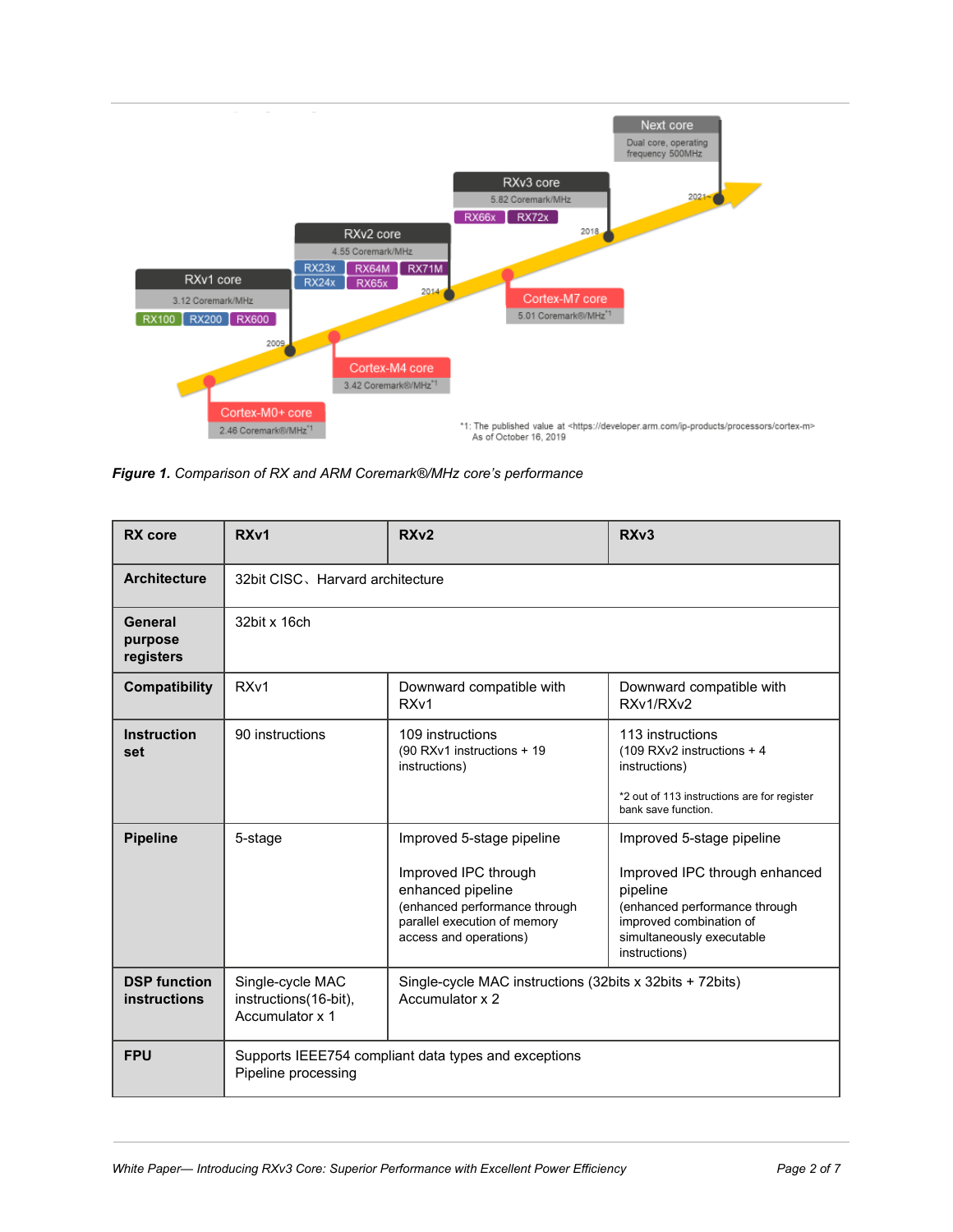*Figure 1. Comparison of RX and ARM Coremark®/MHz core's performance*

| RX core | RXv1 | RXv2 | RXv3 |
|---|---|---|---|
| Architecture | 32bit CISC、Harvard architecture | | |
| General purpose registers | 32bit x 16ch | | |
| Compatibility | RXv1 | Downward compatible with RXv1 | Downward compatible with RXv1/RXv2 |
| Instruction set | 90 instructions | 109 instructions (90 RXv1 instructions + 19 instructions) | 113 instructions (109 RXv2 instructions + 4 instructions) *2 out of 113 instructions are for register bank save function. |
| Pipeline | 5-stage | Improved 5-stage pipeline Improved IPC through enhanced pipeline (enhanced performance through parallel execution of memory access and operations) | Improved 5-stage pipeline Improved IPC through enhanced pipeline (enhanced performance through improved combination of simultaneously executable instructions) |
| DSP function instructions | Single-cycle MAC instructions(16-bit), Accumulator x 1 | Single-cycle MAC instructions (32bits x 32bits + 72bits) Accumulator x 2 | |
| FPU | Supports IEEE754 compliant data types and exceptions Pipeline processing | | |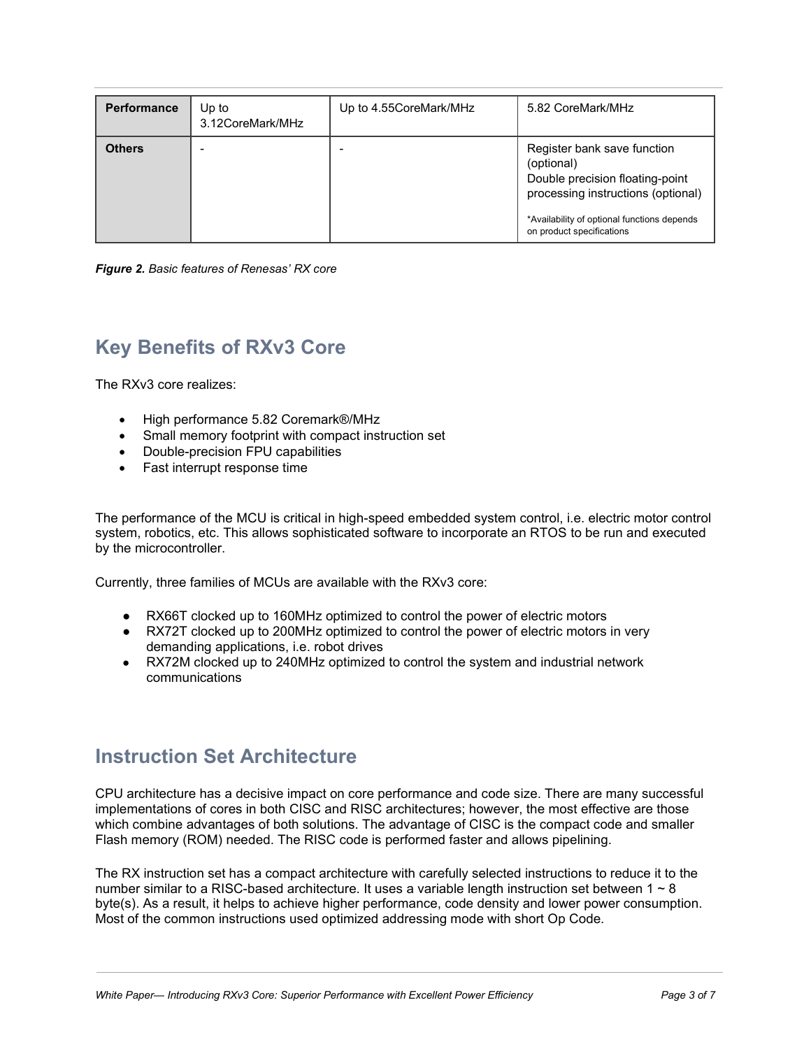| Performance | Up to 3.12CoreMark/MHz | Up to 4.55CoreMark/MHz | 5.82 CoreMark/MHz |
|---|---|---|---|
| Others | - | - | Register bank save function (optional)<br>Double precision floating-point processing instructions (optional)<br><br>*Availability of optional functions depends on product specifications |

***Figure 2.*** *Basic features of Renesas' RX core*

## Key Benefits of RXv3 Core

The RXv3 core realizes:

- High performance 5.82 Coremark®/MHz
- Small memory footprint with compact instruction set
- Double-precision FPU capabilities
- Fast interrupt response time

The performance of the MCU is critical in high-speed embedded system control, i.e. electric motor control system, robotics, etc. This allows sophisticated software to incorporate an RTOS to be run and executed by the microcontroller.

Currently, three families of MCUs are available with the RXv3 core:

- RX66T clocked up to 160MHz optimized to control the power of electric motors
- RX72T clocked up to 200MHz optimized to control the power of electric motors in very demanding applications, i.e. robot drives
- RX72M clocked up to 240MHz optimized to control the system and industrial network communications

## Instruction Set Architecture

CPU architecture has a decisive impact on core performance and code size. There are many successful implementations of cores in both CISC and RISC architectures; however, the most effective are those which combine advantages of both solutions. The advantage of CISC is the compact code and smaller Flash memory (ROM) needed. The RISC code is performed faster and allows pipelining.

The RX instruction set has a compact architecture with carefully selected instructions to reduce it to the number similar to a RISC-based architecture. It uses a variable length instruction set between 1 ~ 8 byte(s). As a result, it helps to achieve higher performance, code density and lower power consumption. Most of the common instructions used optimized addressing mode with short Op Code.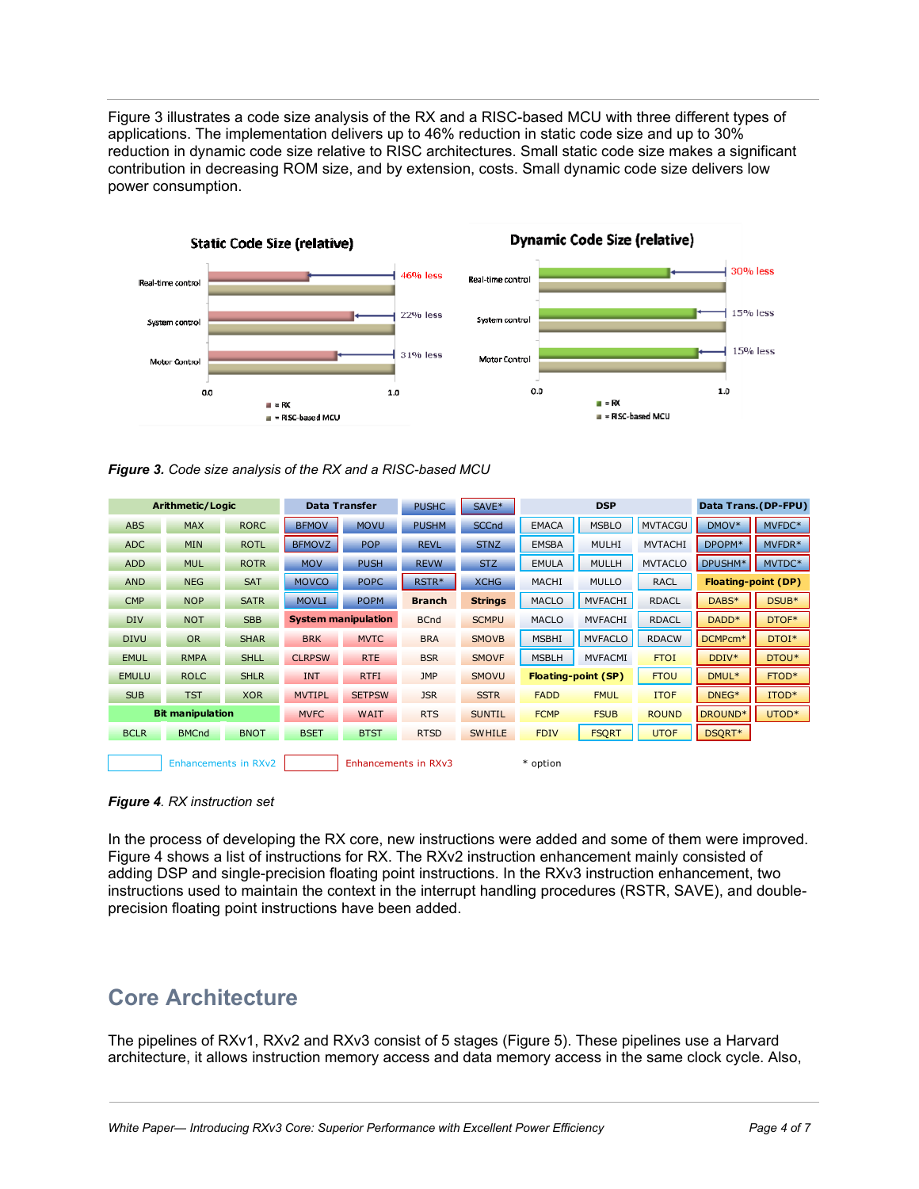Figure 3 illustrates a code size analysis of the RX and a RISC-based MCU with three different types of applications. The implementation delivers up to 46% reduction in static code size and up to 30% reduction in dynamic code size relative to RISC architectures. Small static code size makes a significant contribution in decreasing ROM size, and by extension, costs. Small dynamic code size delivers low power consumption.

**Static Code Size (relative)**

| Application | RX vs. RISC-based MCU |
|---|---|
| Real-time control | 46% less |
| System control | 22% less |
| Motor Control | 31% less |

**Dynamic Code Size (relative)**

| Application | RX vs. RISC-based MCU |
|---|---|
| Real-time control | 30% less |
| System control | 15% less |
| Motor Control | 15% less |

***Figure 3.*** *Code size analysis of the RX and a RISC-based MCU*

| Arithmetic/Logic | | | Data Transfer | | PUSHC | SAVE* | DSP | | | Data Trans.(DP-FPU) | |
|---|---|---|---|---|---|---|---|---|---|---|---|
| ABS | MAX | RORC | BFMOV | MOVU | PUSHM | SCCnd | EMACA | MSBLO | MVTACGU | DMOV* | MVFDC* |
| ADC | MIN | ROTL | BFMOVZ | POP | REVL | STNZ | EMSBA | MULHI | MVTACHI | DPOPM* | MVFDR* |
| ADD | MUL | ROTR | MOV | PUSH | REVW | STZ | EMULA | MULLH | MVTACLO | DPUSHM* | MVTDC* |
| AND | NEG | SAT | MOVCO | POPC | RSTR* | XCHG | MACHI | MULLO | RACL | **Floating-point (DP)** | |
| CMP | NOP | SATR | MOVLI | POPM | **Branch** | **Strings** | MACLO | MVFACHI | RDACL | DABS* | DSUB* |
| DIV | NOT | SBB | **System manipulation** | | BCnd | SCMPU | MACLO | MVFACHI | RDACL | DADD* | DTOF* |
| DIVU | OR | SHAR | BRK | MVTC | BRA | SMOVB | MSBHI | MVFACLO | RDACW | DCMPcm* | DTOI* |
| EMUL | RMPA | SHLL | CLRPSW | RTE | BSR | SMOVF | MSBLH | MVFACMI | FTOI | DDIV* | DTOU* |
| EMULU | ROLC | SHLR | INT | RTFI | JMP | SMOVU | **Floating-point (SP)** | | FTOU | DMUL* | FTOD* |
| SUB | TST | XOR | MVTIPL | SETPSW | JSR | SSTR | FADD | FMUL | ITOF | DNEG* | ITOD* |
| **Bit manipulation** | | | MVFC | WAIT | RTS | SUNTIL | FCMP | FSUB | ROUND | DROUND* | UTOD* |
| BCLR | BMCnd | BNOT | BSET | BTST | RTSD | SWHILE | FDIV | FSQRT | UTOF | DSQRT* | |

Enhancements in RXv2 &nbsp;&nbsp; Enhancements in RXv3 &nbsp;&nbsp; * option

***Figure 4****. RX instruction set*

In the process of developing the RX core, new instructions were added and some of them were improved. Figure 4 shows a list of instructions for RX. The RXv2 instruction enhancement mainly consisted of adding DSP and single-precision floating point instructions. In the RXv3 instruction enhancement, two instructions used to maintain the context in the interrupt handling procedures (RSTR, SAVE), and double-precision floating point instructions have been added.

## Core Architecture

The pipelines of RXv1, RXv2 and RXv3 consist of 5 stages (Figure 5). These pipelines use a Harvard architecture, it allows instruction memory access and data memory access in the same clock cycle. Also,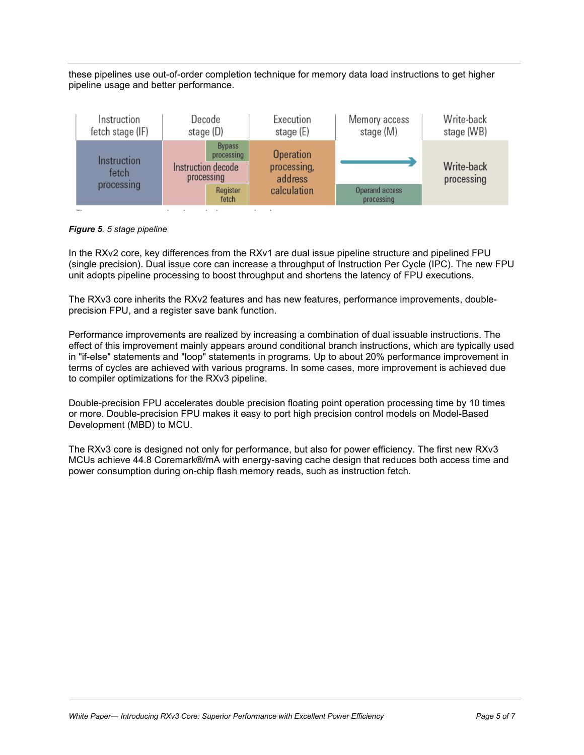these pipelines use out-of-order completion technique for memory data load instructions to get higher pipeline usage and better performance.

| Instruction fetch stage (IF) | Decode stage (D) | Execution stage (E) | Memory access stage (M) | Write-back stage (WB) |
|---|---|---|---|---|
| Instruction fetch processing | Instruction decode processing / Bypass processing / Register fetch | Operation processing, address calculation | → / Operand access processing | Write-back processing |

***Figure 5***. *5 stage pipeline*

In the RXv2 core, key differences from the RXv1 are dual issue pipeline structure and pipelined FPU (single precision). Dual issue core can increase a throughput of Instruction Per Cycle (IPC). The new FPU unit adopts pipeline processing to boost throughput and shortens the latency of FPU executions.

The RXv3 core inherits the RXv2 features and has new features, performance improvements, double-precision FPU, and a register save bank function.

Performance improvements are realized by increasing a combination of dual issuable instructions. The effect of this improvement mainly appears around conditional branch instructions, which are typically used in "if-else" statements and "loop" statements in programs. Up to about 20% performance improvement in terms of cycles are achieved with various programs. In some cases, more improvement is achieved due to compiler optimizations for the RXv3 pipeline.

Double-precision FPU accelerates double precision floating point operation processing time by 10 times or more. Double-precision FPU makes it easy to port high precision control models on Model-Based Development (MBD) to MCU.

The RXv3 core is designed not only for performance, but also for power efficiency. The first new RXv3 MCUs achieve 44.8 Coremark®/mA with energy-saving cache design that reduces both access time and power consumption during on-chip flash memory reads, such as instruction fetch.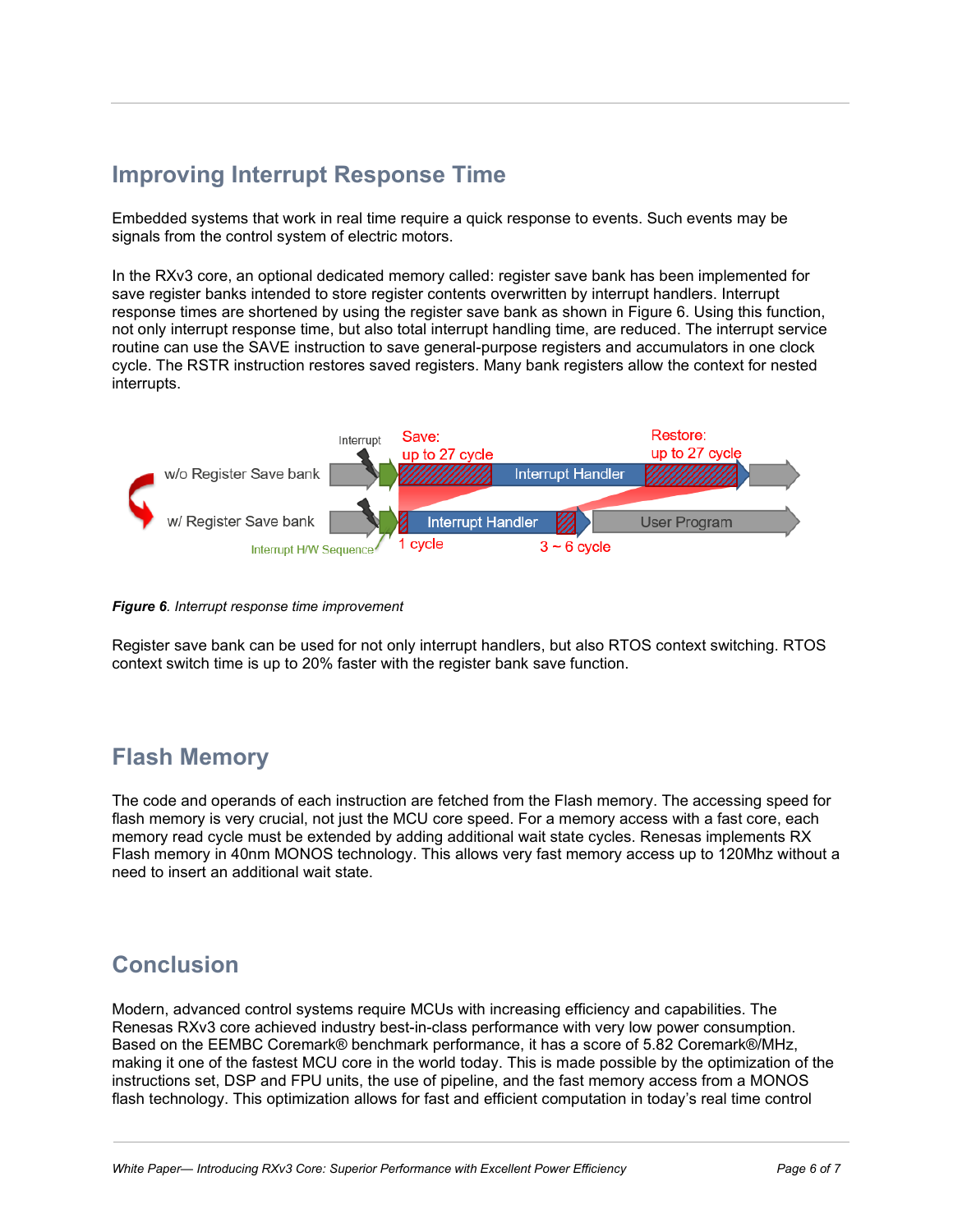## Improving Interrupt Response Time

Embedded systems that work in real time require a quick response to events. Such events may be signals from the control system of electric motors.

In the RXv3 core, an optional dedicated memory called: register save bank has been implemented for save register banks intended to store register contents overwritten by interrupt handlers. Interrupt response times are shortened by using the register save bank as shown in Figure 6. Using this function, not only interrupt response time, but also total interrupt handling time, are reduced. The interrupt service routine can use the SAVE instruction to save general-purpose registers and accumulators in one clock cycle. The RSTR instruction restores saved registers. Many bank registers allow the context for nested interrupts.

***Figure 6**. Interrupt response time improvement*

Register save bank can be used for not only interrupt handlers, but also RTOS context switching. RTOS context switch time is up to 20% faster with the register bank save function.

## Flash Memory

The code and operands of each instruction are fetched from the Flash memory. The accessing speed for flash memory is very crucial, not just the MCU core speed. For a memory access with a fast core, each memory read cycle must be extended by adding additional wait state cycles. Renesas implements RX Flash memory in 40nm MONOS technology. This allows very fast memory access up to 120Mhz without a need to insert an additional wait state.

## Conclusion

Modern, advanced control systems require MCUs with increasing efficiency and capabilities. The Renesas RXv3 core achieved industry best-in-class performance with very low power consumption. Based on the EEMBC Coremark® benchmark performance, it has a score of 5.82 Coremark®/MHz, making it one of the fastest MCU core in the world today. This is made possible by the optimization of the instructions set, DSP and FPU units, the use of pipeline, and the fast memory access from a MONOS flash technology. This optimization allows for fast and efficient computation in today's real time control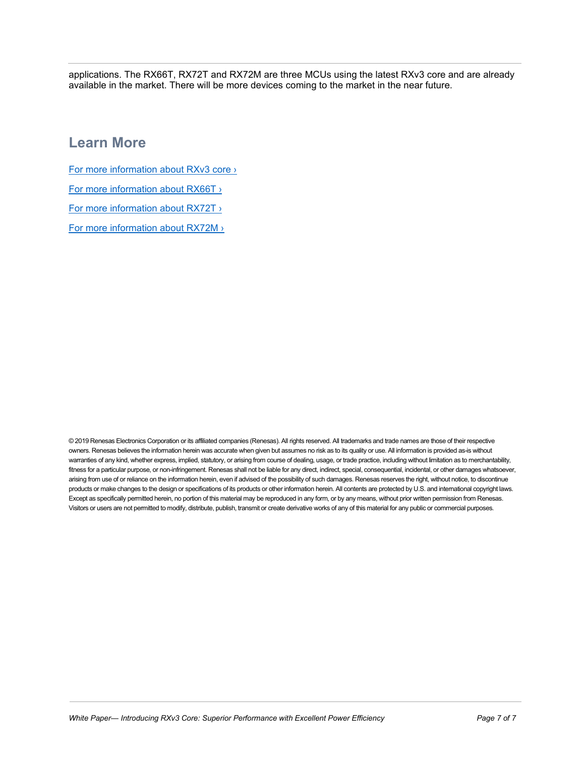applications. The RX66T, RX72T and RX72M are three MCUs using the latest RXv3 core and are already available in the market. There will be more devices coming to the market in the near future.

## Learn More

For more information about RXv3 core ›

For more information about RX66T ›

For more information about RX72T ›

For more information about RX72M ›

© 2019 Renesas Electronics Corporation or its affiliated companies (Renesas). All rights reserved. All trademarks and trade names are those of their respective owners. Renesas believes the information herein was accurate when given but assumes no risk as to its quality or use. All information is provided as-is without warranties of any kind, whether express, implied, statutory, or arising from course of dealing, usage, or trade practice, including without limitation as to merchantability, fitness for a particular purpose, or non-infringement. Renesas shall not be liable for any direct, indirect, special, consequential, incidental, or other damages whatsoever, arising from use of or reliance on the information herein, even if advised of the possibility of such damages. Renesas reserves the right, without notice, to discontinue products or make changes to the design or specifications of its products or other information herein. All contents are protected by U.S. and international copyright laws. Except as specifically permitted herein, no portion of this material may be reproduced in any form, or by any means, without prior written permission from Renesas. Visitors or users are not permitted to modify, distribute, publish, transmit or create derivative works of any of this material for any public or commercial purposes.